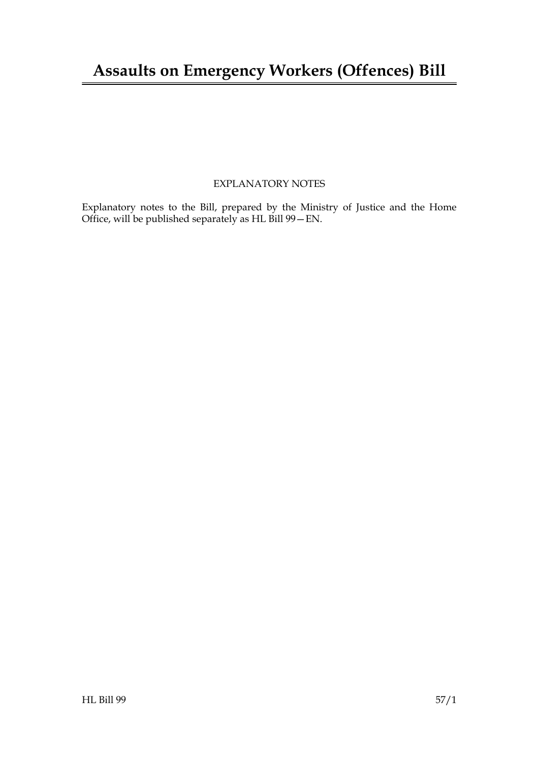# Assaults on Emergency Workers (Offences) Bill

EXPLANATORY NOTES

Explanatory notes to the Bill, prepared by the Ministry of Justice and the Home Office, will be published separately as HL Bill 99—EN.

HL Bill 99 57/1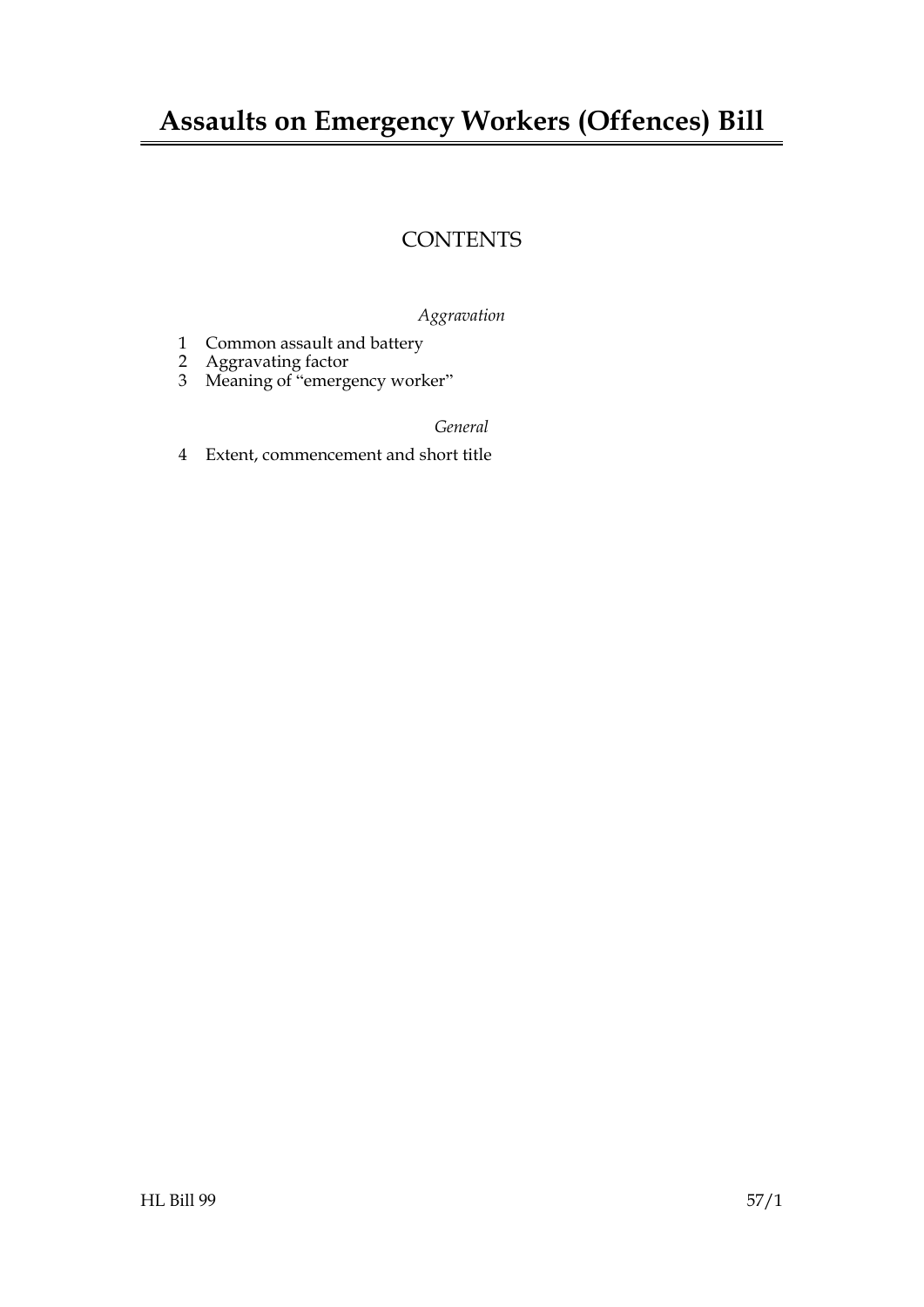# Assaults on Emergency Workers (Offences) Bill

## CONTENTS

*Aggravation*

1 Common assault and battery
2 Aggravating factor
3 Meaning of "emergency worker"

*General*

4 Extent, commencement and short title

HL Bill 99 57/1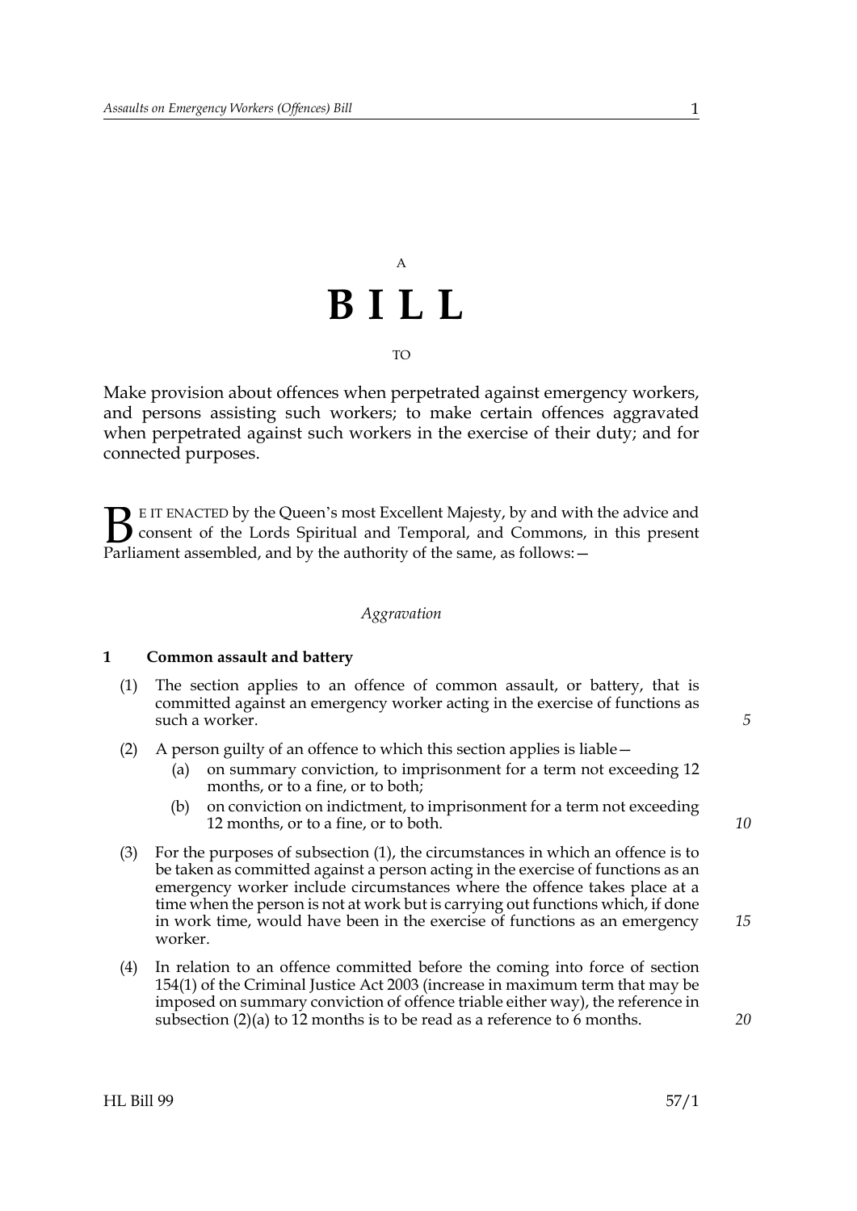A

# BILL

TO

Make provision about offences when perpetrated against emergency workers, and persons assisting such workers; to make certain offences aggravated when perpetrated against such workers in the exercise of their duty; and for connected purposes.

BE IT ENACTED by the Queen's most Excellent Majesty, by and with the advice and consent of the Lords Spiritual and Temporal, and Commons, in this present Parliament assembled, and by the authority of the same, as follows:—

*Aggravation*

**1 Common assault and battery**

(1) The section applies to an offence of common assault, or battery, that is committed against an emergency worker acting in the exercise of functions as such a worker.

(2) A person guilty of an offence to which this section applies is liable—

- (a) on summary conviction, to imprisonment for a term not exceeding 12 months, or to a fine, or to both;
- (b) on conviction on indictment, to imprisonment for a term not exceeding 12 months, or to a fine, or to both.

(3) For the purposes of subsection (1), the circumstances in which an offence is to be taken as committed against a person acting in the exercise of functions as an emergency worker include circumstances where the offence takes place at a time when the person is not at work but is carrying out functions which, if done in work time, would have been in the exercise of functions as an emergency worker.

(4) In relation to an offence committed before the coming into force of section 154(1) of the Criminal Justice Act 2003 (increase in maximum term that may be imposed on summary conviction of offence triable either way), the reference in subsection (2)(a) to 12 months is to be read as a reference to 6 months.

HL Bill 99 57/1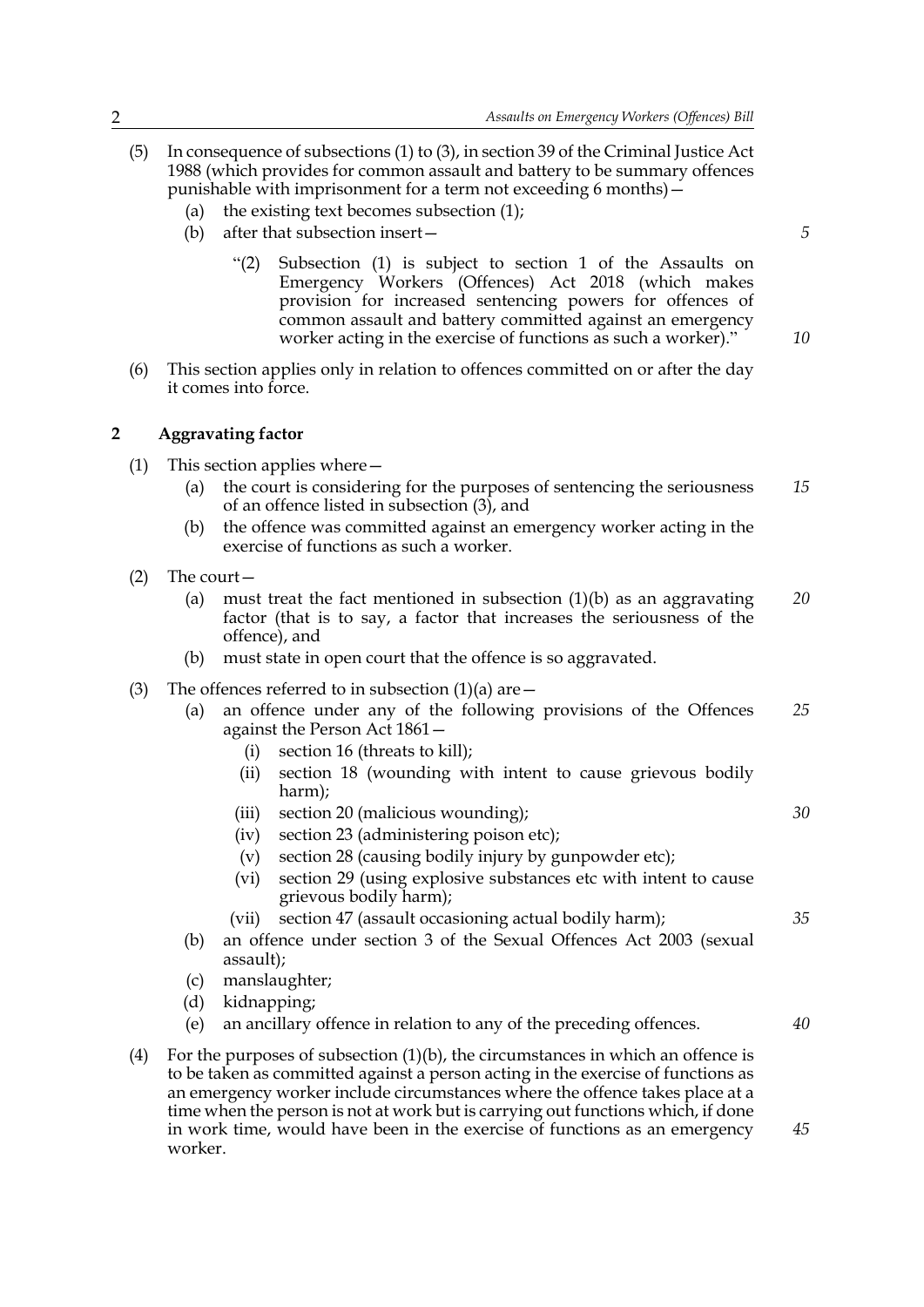(5) In consequence of subsections (1) to (3), in section 39 of the Criminal Justice Act 1988 (which provides for common assault and battery to be summary offences punishable with imprisonment for a term not exceeding 6 months)—

   (a) the existing text becomes subsection (1);

   (b) after that subsection insert—

   > "(2) Subsection (1) is subject to section 1 of the Assaults on Emergency Workers (Offences) Act 2018 (which makes provision for increased sentencing powers for offences of common assault and battery committed against an emergency worker acting in the exercise of functions as such a worker)."

(6) This section applies only in relation to offences committed on or after the day it comes into force.

## 2 Aggravating factor

(1) This section applies where—

   (a) the court is considering for the purposes of sentencing the seriousness of an offence listed in subsection (3), and

   (b) the offence was committed against an emergency worker acting in the exercise of functions as such a worker.

(2) The court—

   (a) must treat the fact mentioned in subsection (1)(b) as an aggravating factor (that is to say, a factor that increases the seriousness of the offence), and

   (b) must state in open court that the offence is so aggravated.

(3) The offences referred to in subsection (1)(a) are—

   (a) an offence under any of the following provisions of the Offences against the Person Act 1861—

      (i) section 16 (threats to kill);

      (ii) section 18 (wounding with intent to cause grievous bodily harm);

      (iii) section 20 (malicious wounding);

      (iv) section 23 (administering poison etc);

      (v) section 28 (causing bodily injury by gunpowder etc);

      (vi) section 29 (using explosive substances etc with intent to cause grievous bodily harm);

      (vii) section 47 (assault occasioning actual bodily harm);

   (b) an offence under section 3 of the Sexual Offences Act 2003 (sexual assault);

   (c) manslaughter;

   (d) kidnapping;

   (e) an ancillary offence in relation to any of the preceding offences.

(4) For the purposes of subsection (1)(b), the circumstances in which an offence is to be taken as committed against a person acting in the exercise of functions as an emergency worker include circumstances where the offence takes place at a time when the person is not at work but is carrying out functions which, if done in work time, would have been in the exercise of functions as an emergency worker.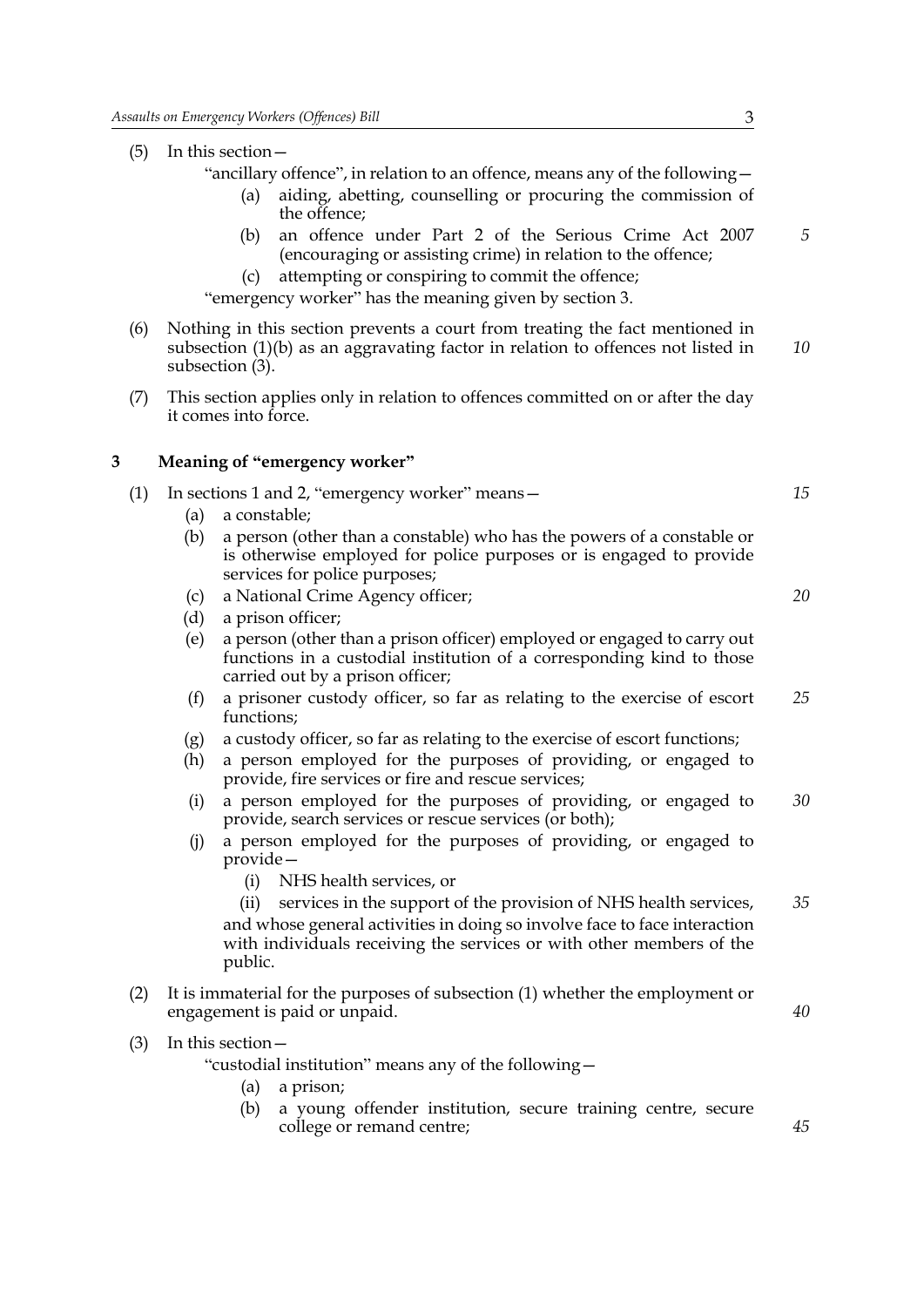(5) In this section—

"ancillary offence", in relation to an offence, means any of the following—

(a) aiding, abetting, counselling or procuring the commission of the offence;

(b) an offence under Part 2 of the Serious Crime Act 2007 (encouraging or assisting crime) in relation to the offence;

(c) attempting or conspiring to commit the offence;

"emergency worker" has the meaning given by section 3.

(6) Nothing in this section prevents a court from treating the fact mentioned in subsection (1)(b) as an aggravating factor in relation to offences not listed in subsection (3).

(7) This section applies only in relation to offences committed on or after the day it comes into force.

## 3 Meaning of "emergency worker"

(1) In sections 1 and 2, "emergency worker" means—

(a) a constable;

(b) a person (other than a constable) who has the powers of a constable or is otherwise employed for police purposes or is engaged to provide services for police purposes;

(c) a National Crime Agency officer;

(d) a prison officer;

(e) a person (other than a prison officer) employed or engaged to carry out functions in a custodial institution of a corresponding kind to those carried out by a prison officer;

(f) a prisoner custody officer, so far as relating to the exercise of escort functions;

(g) a custody officer, so far as relating to the exercise of escort functions;

(h) a person employed for the purposes of providing, or engaged to provide, fire services or fire and rescue services;

(i) a person employed for the purposes of providing, or engaged to provide, search services or rescue services (or both);

(j) a person employed for the purposes of providing, or engaged to provide—

(i) NHS health services, or

(ii) services in the support of the provision of NHS health services,

and whose general activities in doing so involve face to face interaction with individuals receiving the services or with other members of the public.

(2) It is immaterial for the purposes of subsection (1) whether the employment or engagement is paid or unpaid.

(3) In this section—

"custodial institution" means any of the following—

(a) a prison;

(b) a young offender institution, secure training centre, secure college or remand centre;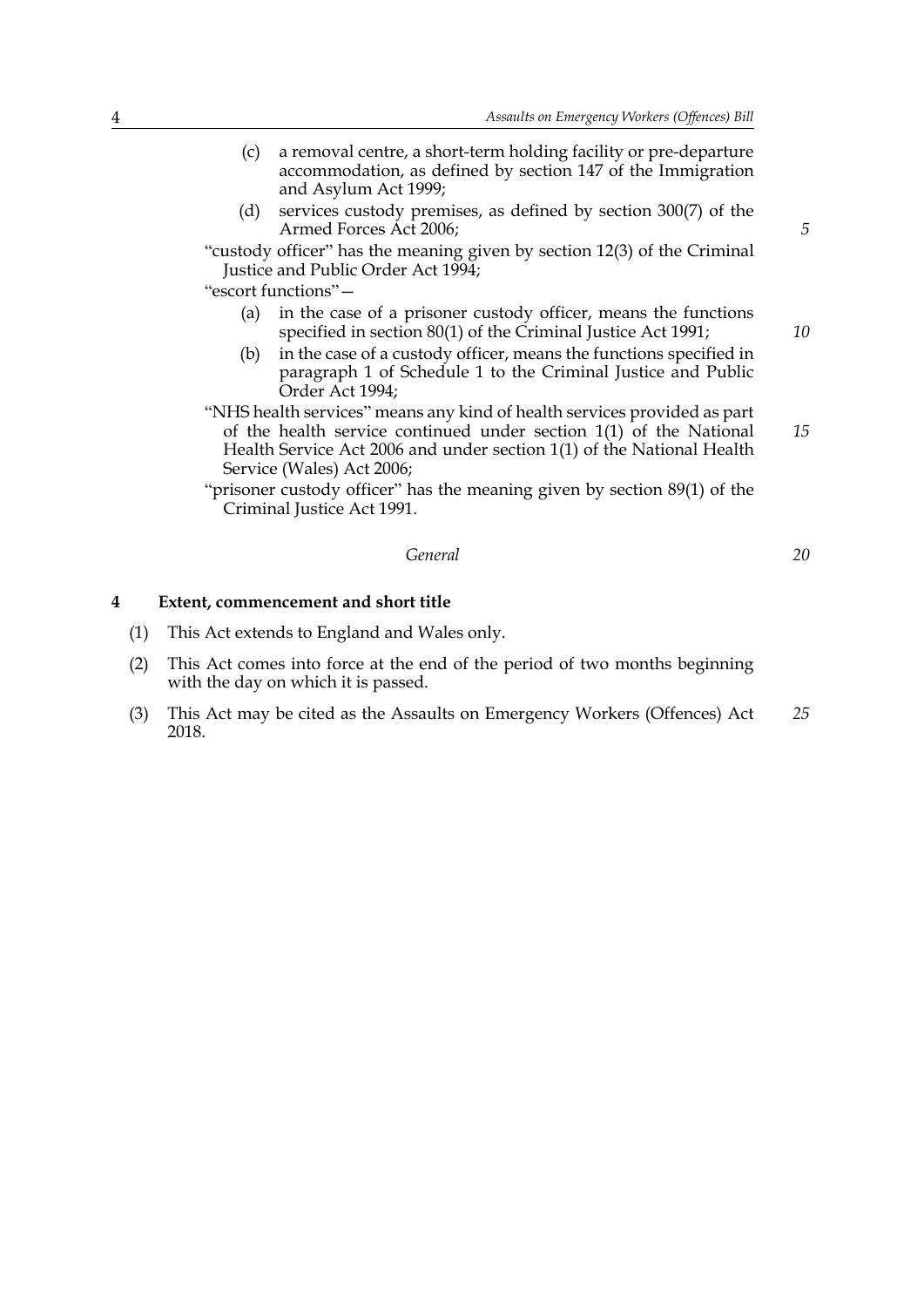(c) a removal centre, a short-term holding facility or pre-departure accommodation, as defined by section 147 of the Immigration and Asylum Act 1999;

(d) services custody premises, as defined by section 300(7) of the Armed Forces Act 2006;

"custody officer" has the meaning given by section 12(3) of the Criminal Justice and Public Order Act 1994;

"escort functions"—

(a) in the case of a prisoner custody officer, means the functions specified in section 80(1) of the Criminal Justice Act 1991;

(b) in the case of a custody officer, means the functions specified in paragraph 1 of Schedule 1 to the Criminal Justice and Public Order Act 1994;

"NHS health services" means any kind of health services provided as part of the health service continued under section 1(1) of the National Health Service Act 2006 and under section 1(1) of the National Health Service (Wales) Act 2006;

"prisoner custody officer" has the meaning given by section 89(1) of the Criminal Justice Act 1991.

*General*

**4 Extent, commencement and short title**

(1) This Act extends to England and Wales only.

(2) This Act comes into force at the end of the period of two months beginning with the day on which it is passed.

(3) This Act may be cited as the Assaults on Emergency Workers (Offences) Act 2018.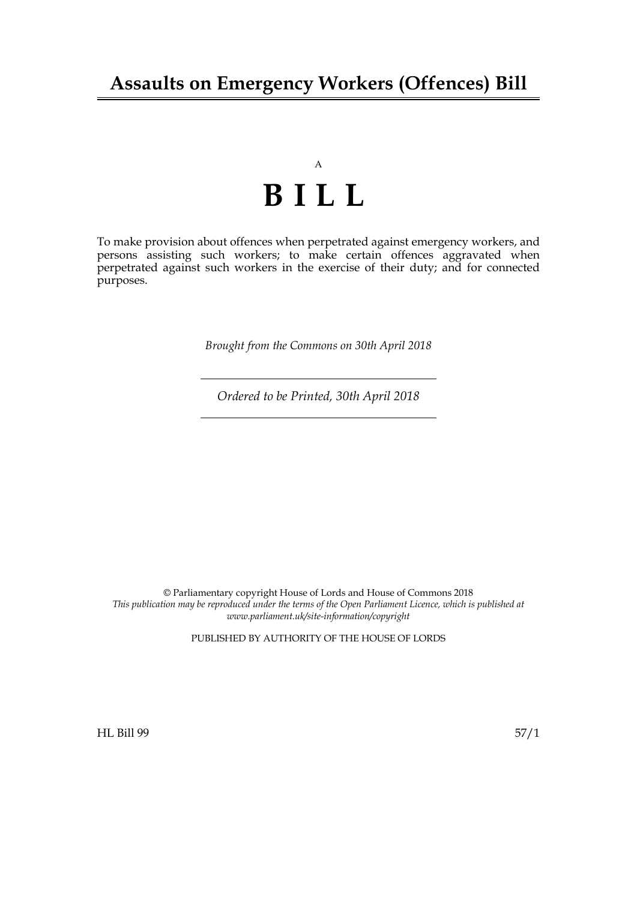# Assaults on Emergency Workers (Offences) Bill

A

# B I L L

To make provision about offences when perpetrated against emergency workers, and persons assisting such workers; to make certain offences aggravated when perpetrated against such workers in the exercise of their duty; and for connected purposes.

*Brought from the Commons on 30th April 2018*

*Ordered to be Printed, 30th April 2018*

© Parliamentary copyright House of Lords and House of Commons 2018
*This publication may be reproduced under the terms of the Open Parliament Licence, which is published at www.parliament.uk/site-information/copyright*

PUBLISHED BY AUTHORITY OF THE HOUSE OF LORDS

HL Bill 99 57/1